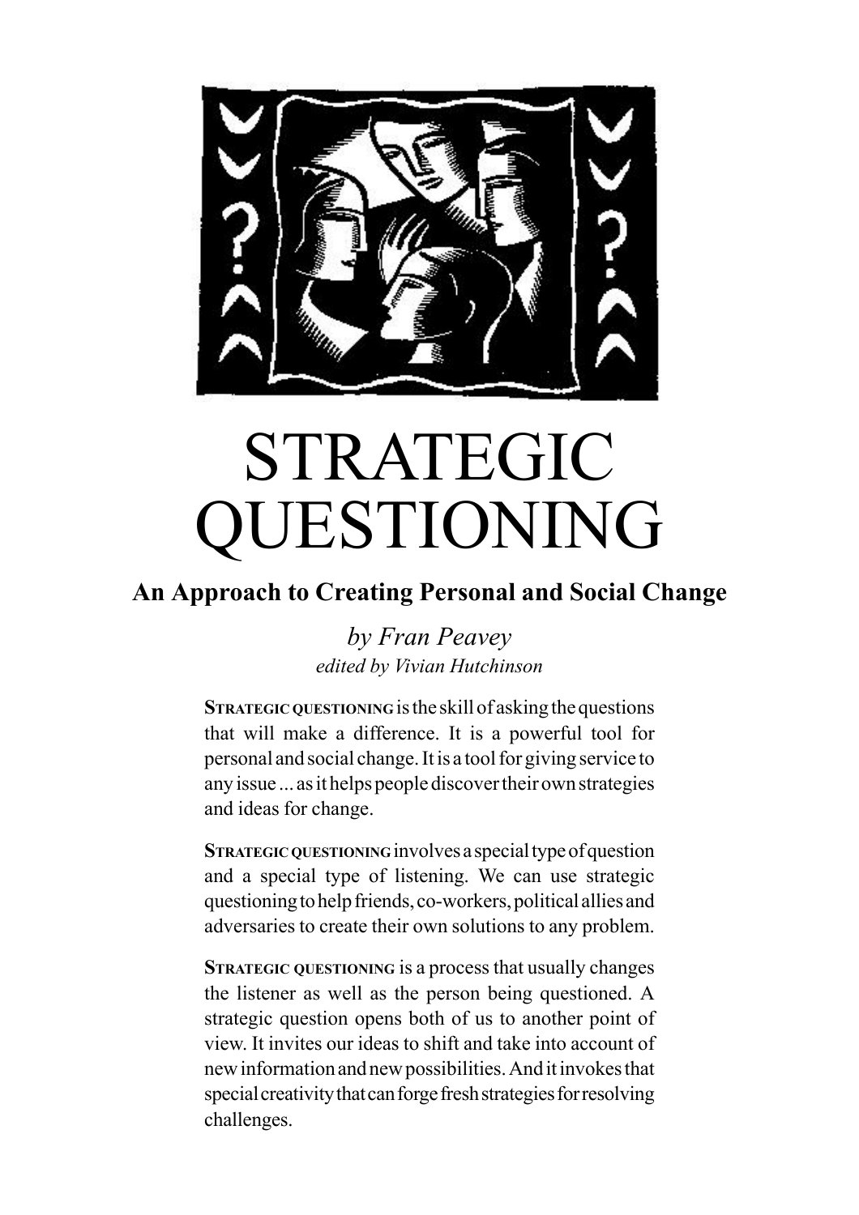# STRATEGIC QUESTIONING

## An Approach to Creating Personal and Social Change

*by Fran Peavey*

*edited by Vivian Hutchinson*

**STRATEGIC QUESTIONING** is the skill of asking the questions that will make a difference. It is a powerful tool for personal and social change. It is a tool for giving service to any issue ... as it helps people discover their own strategies and ideas for change.

**STRATEGIC QUESTIONING** involves a special type of question and a special type of listening. We can use strategic questioning to help friends, co-workers, political allies and adversaries to create their own solutions to any problem.

**STRATEGIC QUESTIONING** is a process that usually changes the listener as well as the person being questioned. A strategic question opens both of us to another point of view. It invites our ideas to shift and take into account of new information and new possibilities. And it invokes that special creativity that can forge fresh strategies for resolving challenges.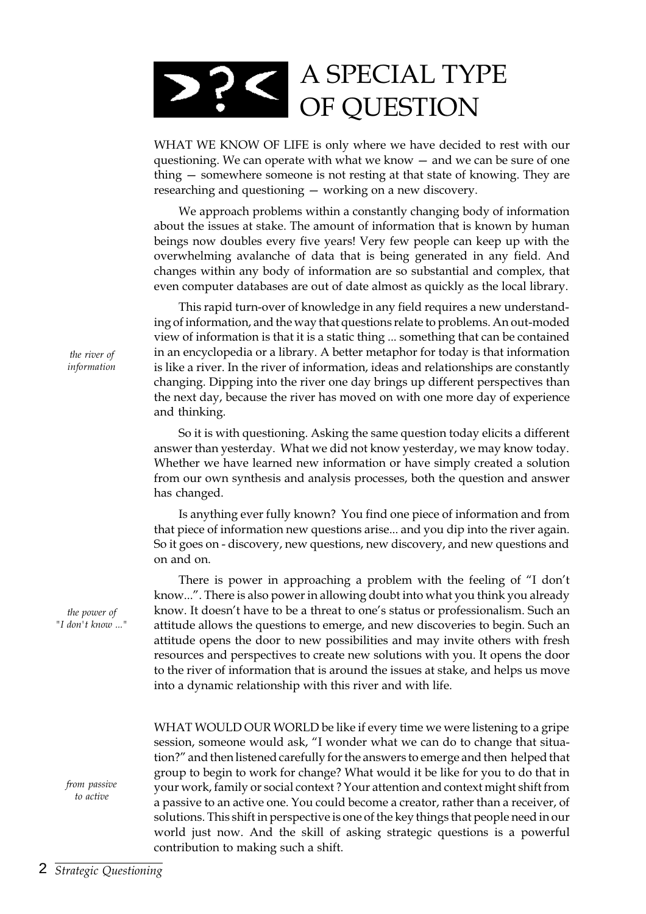# A SPECIAL TYPE OF QUESTION

WHAT WE KNOW OF LIFE is only where we have decided to rest with our questioning. We can operate with what we know — and we can be sure of one thing — somewhere someone is not resting at that state of knowing. They are researching and questioning — working on a new discovery.

We approach problems within a constantly changing body of information about the issues at stake. The amount of information that is known by human beings now doubles every five years! Very few people can keep up with the overwhelming avalanche of data that is being generated in any field. And changes within any body of information are so substantial and complex, that even computer databases are out of date almost as quickly as the local library.

*the river of information*

This rapid turn-over of knowledge in any field requires a new understanding of information, and the way that questions relate to problems. An out-moded view of information is that it is a static thing ... something that can be contained in an encyclopedia or a library. A better metaphor for today is that information is like a river. In the river of information, ideas and relationships are constantly changing. Dipping into the river one day brings up different perspectives than the next day, because the river has moved on with one more day of experience and thinking.

So it is with questioning. Asking the same question today elicits a different answer than yesterday. What we did not know yesterday, we may know today. Whether we have learned new information or have simply created a solution from our own synthesis and analysis processes, both the question and answer has changed.

Is anything ever fully known? You find one piece of information and from that piece of information new questions arise... and you dip into the river again. So it goes on - discovery, new questions, new discovery, and new questions and on and on.

*the power of "I don't know ..."*

There is power in approaching a problem with the feeling of "I don't know...". There is also power in allowing doubt into what you think you already know. It doesn't have to be a threat to one's status or professionalism. Such an attitude allows the questions to emerge, and new discoveries to begin. Such an attitude opens the door to new possibilities and may invite others with fresh resources and perspectives to create new solutions with you. It opens the door to the river of information that is around the issues at stake, and helps us move into a dynamic relationship with this river and with life.

*from passive to active*

WHAT WOULD OUR WORLD be like if every time we were listening to a gripe session, someone would ask, "I wonder what we can do to change that situation?" and then listened carefully for the answers to emerge and then helped that group to begin to work for change? What would it be like for you to do that in your work, family or social context ? Your attention and context might shift from a passive to an active one. You could become a creator, rather than a receiver, of solutions. This shift in perspective is one of the key things that people need in our world just now. And the skill of asking strategic questions is a powerful contribution to making such a shift.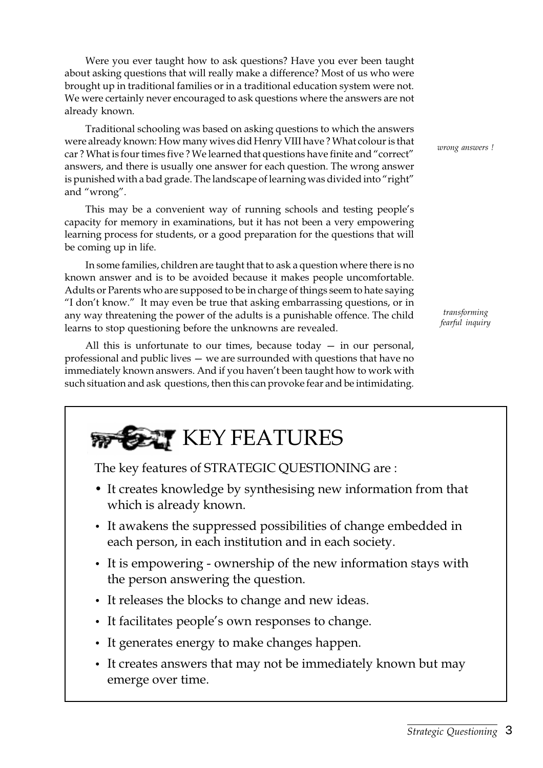Were you ever taught how to ask questions? Have you ever been taught about asking questions that will really make a difference? Most of us who were brought up in traditional families or in a traditional education system were not. We were certainly never encouraged to ask questions where the answers are not already known.

*wrong answers !*

Traditional schooling was based on asking questions to which the answers were already known: How many wives did Henry VIII have ? What colour is that car ? What is four times five ? We learned that questions have finite and "correct" answers, and there is usually one answer for each question. The wrong answer is punished with a bad grade. The landscape of learning was divided into "right" and "wrong".

This may be a convenient way of running schools and testing people's capacity for memory in examinations, but it has not been a very empowering learning process for students, or a good preparation for the questions that will be coming up in life.

*transforming fearful inquiry*

In some families, children are taught that to ask a question where there is no known answer and is to be avoided because it makes people uncomfortable. Adults or Parents who are supposed to be in charge of things seem to hate saying "I don't know." It may even be true that asking embarrassing questions, or in any way threatening the power of the adults is a punishable offence. The child learns to stop questioning before the unknowns are revealed.

All this is unfortunate to our times, because today — in our personal, professional and public lives — we are surrounded with questions that have no immediately known answers. And if you haven't been taught how to work with such situation and ask questions, then this can provoke fear and be intimidating.

## KEY FEATURES

The key features of STRATEGIC QUESTIONING are :

- It creates knowledge by synthesising new information from that which is already known.
- It awakens the suppressed possibilities of change embedded in each person, in each institution and in each society.
- It is empowering - ownership of the new information stays with the person answering the question.
- It releases the blocks to change and new ideas.
- It facilitates people's own responses to change.
- It generates energy to make changes happen.
- It creates answers that may not be immediately known but may emerge over time.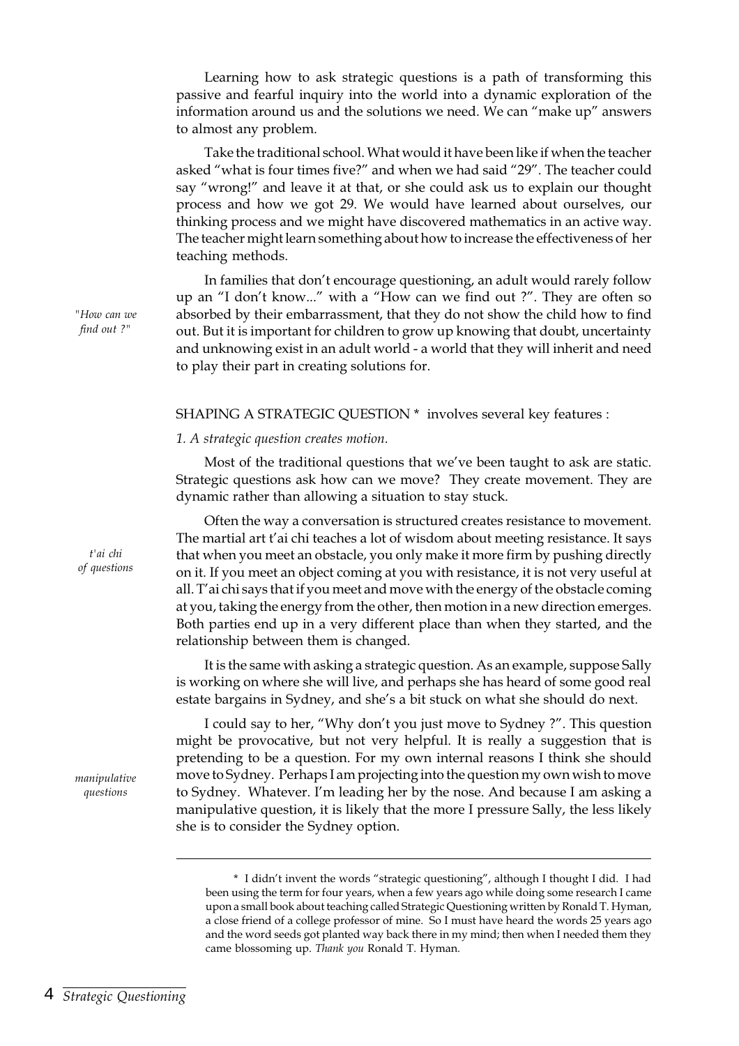Learning how to ask strategic questions is a path of transforming this passive and fearful inquiry into the world into a dynamic exploration of the information around us and the solutions we need. We can "make up" answers to almost any problem.

Take the traditional school. What would it have been like if when the teacher asked "what is four times five?" and when we had said "29". The teacher could say "wrong!" and leave it at that, or she could ask us to explain our thought process and how we got 29. We would have learned about ourselves, our thinking process and we might have discovered mathematics in an active way. The teacher might learn something about how to increase the effectiveness of her teaching methods.

*"How can we find out ?"*

In families that don't encourage questioning, an adult would rarely follow up an "I don't know..." with a "How can we find out ?". They are often so absorbed by their embarrassment, that they do not show the child how to find out. But it is important for children to grow up knowing that doubt, uncertainty and unknowing exist in an adult world - a world that they will inherit and need to play their part in creating solutions for.

SHAPING A STRATEGIC QUESTION * involves several key features :

*1. A strategic question creates motion.*

Most of the traditional questions that we've been taught to ask are static. Strategic questions ask how can we move? They create movement. They are dynamic rather than allowing a situation to stay stuck.

*t'ai chi of questions*

Often the way a conversation is structured creates resistance to movement. The martial art t'ai chi teaches a lot of wisdom about meeting resistance. It says that when you meet an obstacle, you only make it more firm by pushing directly on it. If you meet an object coming at you with resistance, it is not very useful at all. T'ai chi says that if you meet and move with the energy of the obstacle coming at you, taking the energy from the other, then motion in a new direction emerges. Both parties end up in a very different place than when they started, and the relationship between them is changed.

It is the same with asking a strategic question. As an example, suppose Sally is working on where she will live, and perhaps she has heard of some good real estate bargains in Sydney, and she's a bit stuck on what she should do next.

*manipulative questions*

I could say to her, "Why don't you just move to Sydney ?". This question might be provocative, but not very helpful. It is really a suggestion that is pretending to be a question. For my own internal reasons I think she should move to Sydney. Perhaps I am projecting into the question my own wish to move to Sydney. Whatever. I'm leading her by the nose. And because I am asking a manipulative question, it is likely that the more I pressure Sally, the less likely she is to consider the Sydney option.

---

\* I didn't invent the words "strategic questioning", although I thought I did. I had been using the term for four years, when a few years ago while doing some research I came upon a small book about teaching called Strategic Questioning written by Ronald T. Hyman, a close friend of a college professor of mine. So I must have heard the words 25 years ago and the word seeds got planted way back there in my mind; then when I needed them they came blossoming up. *Thank you* Ronald T. Hyman.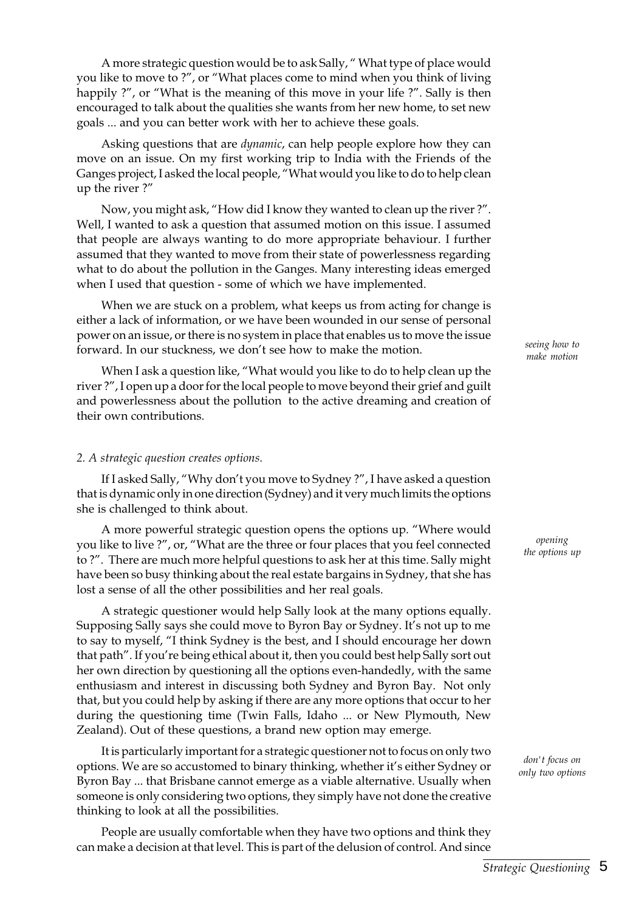A more strategic question would be to ask Sally, " What type of place would you like to move to ?", or "What places come to mind when you think of living happily ?", or "What is the meaning of this move in your life ?". Sally is then encouraged to talk about the qualities she wants from her new home, to set new goals ... and you can better work with her to achieve these goals.

Asking questions that are *dynamic*, can help people explore how they can move on an issue. On my first working trip to India with the Friends of the Ganges project, I asked the local people, "What would you like to do to help clean up the river ?"

Now, you might ask, "How did I know they wanted to clean up the river ?". Well, I wanted to ask a question that assumed motion on this issue. I assumed that people are always wanting to do more appropriate behaviour. I further assumed that they wanted to move from their state of powerlessness regarding what to do about the pollution in the Ganges. Many interesting ideas emerged when I used that question - some of which we have implemented.

When we are stuck on a problem, what keeps us from acting for change is either a lack of information, or we have been wounded in our sense of personal power on an issue, or there is no system in place that enables us to move the issue forward. In our stuckness, we don't see how to make the motion.

*seeing how to make motion*

When I ask a question like, "What would you like to do to help clean up the river ?", I open up a door for the local people to move beyond their grief and guilt and powerlessness about the pollution to the active dreaming and creation of their own contributions.

*2. A strategic question creates options.*

If I asked Sally, "Why don't you move to Sydney ?", I have asked a question that is dynamic only in one direction (Sydney) and it very much limits the options she is challenged to think about.

A more powerful strategic question opens the options up. "Where would you like to live ?", or, "What are the three or four places that you feel connected to ?". There are much more helpful questions to ask her at this time. Sally might have been so busy thinking about the real estate bargains in Sydney, that she has lost a sense of all the other possibilities and her real goals.

*opening the options up*

A strategic questioner would help Sally look at the many options equally. Supposing Sally says she could move to Byron Bay or Sydney. It's not up to me to say to myself, "I think Sydney is the best, and I should encourage her down that path". If you're being ethical about it, then you could best help Sally sort out her own direction by questioning all the options even-handedly, with the same enthusiasm and interest in discussing both Sydney and Byron Bay. Not only that, but you could help by asking if there are any more options that occur to her during the questioning time (Twin Falls, Idaho ... or New Plymouth, New Zealand). Out of these questions, a brand new option may emerge.

It is particularly important for a strategic questioner not to focus on only two options. We are so accustomed to binary thinking, whether it's either Sydney or Byron Bay ... that Brisbane cannot emerge as a viable alternative. Usually when someone is only considering two options, they simply have not done the creative thinking to look at all the possibilities.

*don't focus on only two options*

People are usually comfortable when they have two options and think they can make a decision at that level. This is part of the delusion of control. And since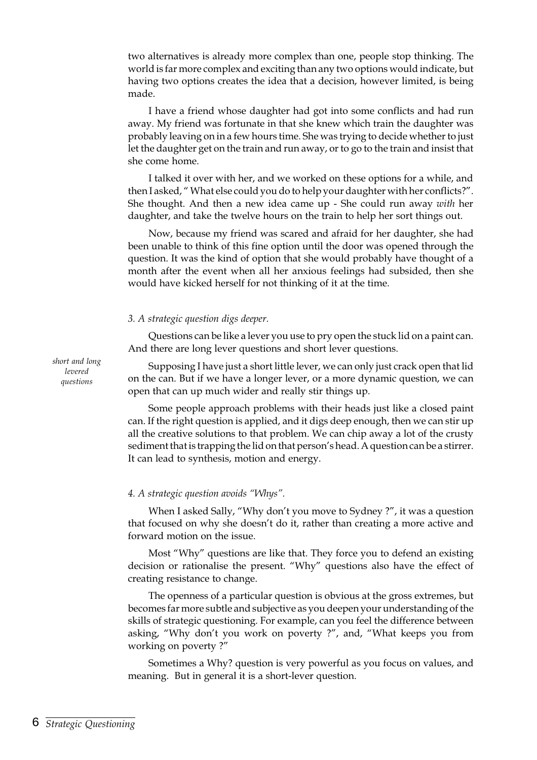two alternatives is already more complex than one, people stop thinking. The world is far more complex and exciting than any two options would indicate, but having two options creates the idea that a decision, however limited, is being made.

I have a friend whose daughter had got into some conflicts and had run away. My friend was fortunate in that she knew which train the daughter was probably leaving on in a few hours time. She was trying to decide whether to just let the daughter get on the train and run away, or to go to the train and insist that she come home.

I talked it over with her, and we worked on these options for a while, and then I asked, " What else could you do to help your daughter with her conflicts?". She thought. And then a new idea came up - She could run away *with* her daughter, and take the twelve hours on the train to help her sort things out.

Now, because my friend was scared and afraid for her daughter, she had been unable to think of this fine option until the door was opened through the question. It was the kind of option that she would probably have thought of a month after the event when all her anxious feelings had subsided, then she would have kicked herself for not thinking of it at the time.

*3. A strategic question digs deeper.*

Questions can be like a lever you use to pry open the stuck lid on a paint can. And there are long lever questions and short lever questions.

*short and long levered questions*

Supposing I have just a short little lever, we can only just crack open that lid on the can. But if we have a longer lever, or a more dynamic question, we can open that can up much wider and really stir things up.

Some people approach problems with their heads just like a closed paint can. If the right question is applied, and it digs deep enough, then we can stir up all the creative solutions to that problem. We can chip away a lot of the crusty sediment that is trapping the lid on that person's head. A question can be a stirrer. It can lead to synthesis, motion and energy.

*4. A strategic question avoids "Whys".*

When I asked Sally, "Why don't you move to Sydney ?", it was a question that focused on why she doesn't do it, rather than creating a more active and forward motion on the issue.

Most "Why" questions are like that. They force you to defend an existing decision or rationalise the present. "Why" questions also have the effect of creating resistance to change.

The openness of a particular question is obvious at the gross extremes, but becomes far more subtle and subjective as you deepen your understanding of the skills of strategic questioning. For example, can you feel the difference between asking, "Why don't you work on poverty ?", and, "What keeps you from working on poverty ?"

Sometimes a Why? question is very powerful as you focus on values, and meaning. But in general it is a short-lever question.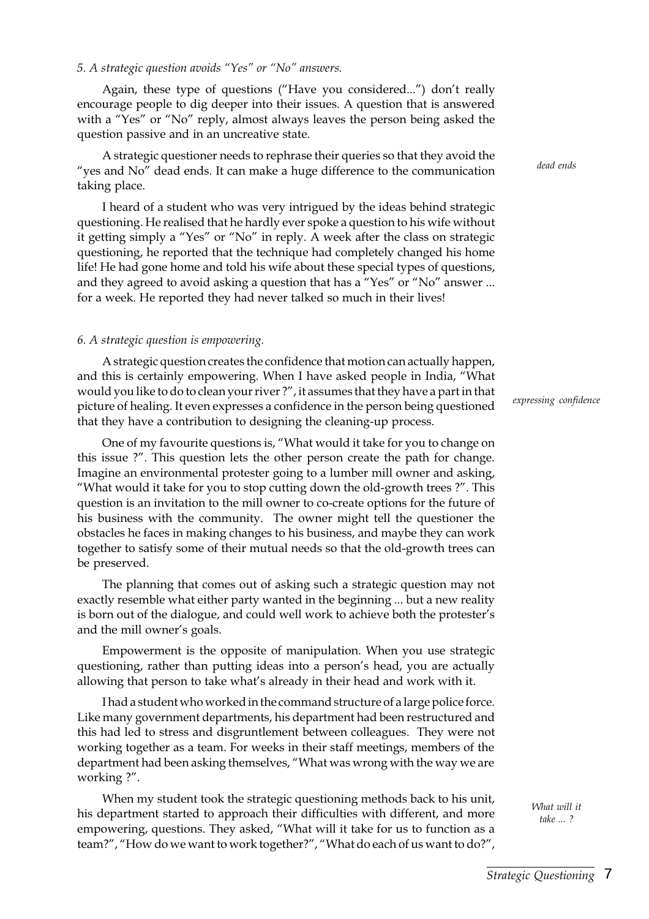*5. A strategic question avoids "Yes" or "No" answers.*

Again, these type of questions ("Have you considered...") don't really encourage people to dig deeper into their issues. A question that is answered with a "Yes" or "No" reply, almost always leaves the person being asked the question passive and in an uncreative state.

*dead ends*

A strategic questioner needs to rephrase their queries so that they avoid the "yes and No" dead ends. It can make a huge difference to the communication taking place.

I heard of a student who was very intrigued by the ideas behind strategic questioning. He realised that he hardly ever spoke a question to his wife without it getting simply a "Yes" or "No" in reply. A week after the class on strategic questioning, he reported that the technique had completely changed his home life! He had gone home and told his wife about these special types of questions, and they agreed to avoid asking a question that has a "Yes" or "No" answer ... for a week. He reported they had never talked so much in their lives!

*6. A strategic question is empowering.*

*expressing confidence*

A strategic question creates the confidence that motion can actually happen, and this is certainly empowering. When I have asked people in India, "What would you like to do to clean your river ?", it assumes that they have a part in that picture of healing. It even expresses a confidence in the person being questioned that they have a contribution to designing the cleaning-up process.

One of my favourite questions is, "What would it take for you to change on this issue ?". This question lets the other person create the path for change. Imagine an environmental protester going to a lumber mill owner and asking, "What would it take for you to stop cutting down the old-growth trees ?". This question is an invitation to the mill owner to co-create options for the future of his business with the community. The owner might tell the questioner the obstacles he faces in making changes to his business, and maybe they can work together to satisfy some of their mutual needs so that the old-growth trees can be preserved.

The planning that comes out of asking such a strategic question may not exactly resemble what either party wanted in the beginning ... but a new reality is born out of the dialogue, and could well work to achieve both the protester's and the mill owner's goals.

Empowerment is the opposite of manipulation. When you use strategic questioning, rather than putting ideas into a person's head, you are actually allowing that person to take what's already in their head and work with it.

I had a student who worked in the command structure of a large police force. Like many government departments, his department had been restructured and this had led to stress and disgruntlement between colleagues. They were not working together as a team. For weeks in their staff meetings, members of the department had been asking themselves, "What was wrong with the way we are working ?".

*What will it take ... ?*

When my student took the strategic questioning methods back to his unit, his department started to approach their difficulties with different, and more empowering, questions. They asked, "What will it take for us to function as a team?", "How do we want to work together?", "What do each of us want to do?",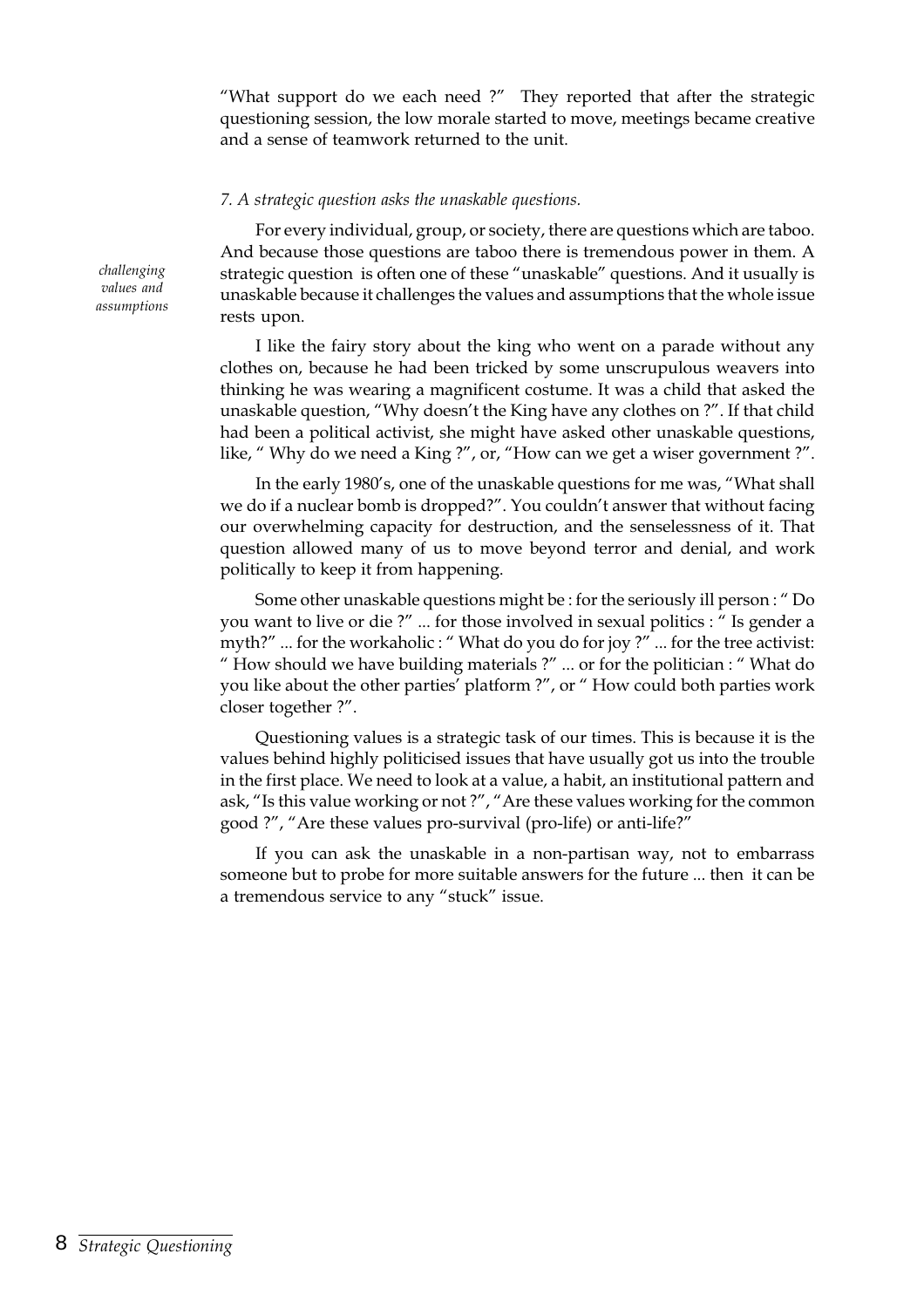"What support do we each need ?" They reported that after the strategic questioning session, the low morale started to move, meetings became creative and a sense of teamwork returned to the unit.

*7. A strategic question asks the unaskable questions.*

*challenging values and assumptions*

For every individual, group, or society, there are questions which are taboo. And because those questions are taboo there is tremendous power in them. A strategic question is often one of these "unaskable" questions. And it usually is unaskable because it challenges the values and assumptions that the whole issue rests upon.

I like the fairy story about the king who went on a parade without any clothes on, because he had been tricked by some unscrupulous weavers into thinking he was wearing a magnificent costume. It was a child that asked the unaskable question, "Why doesn't the King have any clothes on ?". If that child had been a political activist, she might have asked other unaskable questions, like, " Why do we need a King ?", or, "How can we get a wiser government ?".

In the early 1980's, one of the unaskable questions for me was, "What shall we do if a nuclear bomb is dropped?". You couldn't answer that without facing our overwhelming capacity for destruction, and the senselessness of it. That question allowed many of us to move beyond terror and denial, and work politically to keep it from happening.

Some other unaskable questions might be : for the seriously ill person : " Do you want to live or die ?" ... for those involved in sexual politics : " Is gender a myth?" ... for the workaholic : " What do you do for joy ?" ... for the tree activist: " How should we have building materials ?" ... or for the politician : " What do you like about the other parties' platform ?", or " How could both parties work closer together ?".

Questioning values is a strategic task of our times. This is because it is the values behind highly politicised issues that have usually got us into the trouble in the first place. We need to look at a value, a habit, an institutional pattern and ask, "Is this value working or not ?", "Are these values working for the common good ?", "Are these values pro-survival (pro-life) or anti-life?"

If you can ask the unaskable in a non-partisan way, not to embarrass someone but to probe for more suitable answers for the future ... then it can be a tremendous service to any "stuck" issue.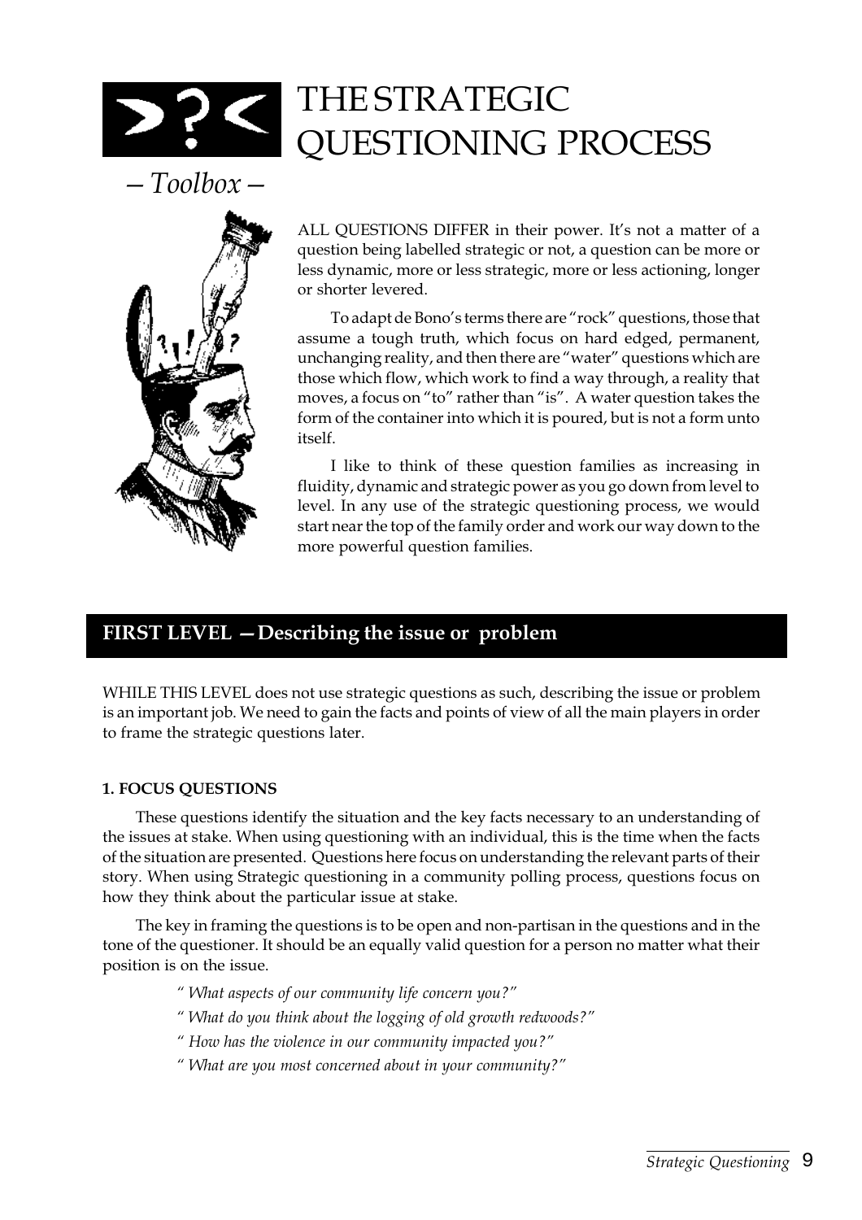# THE STRATEGIC QUESTIONING PROCESS

*— Toolbox —*

ALL QUESTIONS DIFFER in their power. It's not a matter of a question being labelled strategic or not, a question can be more or less dynamic, more or less strategic, more or less actioning, longer or shorter levered.

To adapt de Bono's terms there are "rock" questions, those that assume a tough truth, which focus on hard edged, permanent, unchanging reality, and then there are "water" questions which are those which flow, which work to find a way through, a reality that moves, a focus on "to" rather than "is". A water question takes the form of the container into which it is poured, but is not a form unto itself.

I like to think of these question families as increasing in fluidity, dynamic and strategic power as you go down from level to level. In any use of the strategic questioning process, we would start near the top of the family order and work our way down to the more powerful question families.

## FIRST LEVEL — Describing the issue or problem

WHILE THIS LEVEL does not use strategic questions as such, describing the issue or problem is an important job. We need to gain the facts and points of view of all the main players in order to frame the strategic questions later.

### 1. FOCUS QUESTIONS

These questions identify the situation and the key facts necessary to an understanding of the issues at stake. When using questioning with an individual, this is the time when the facts of the situation are presented. Questions here focus on understanding the relevant parts of their story. When using Strategic questioning in a community polling process, questions focus on how they think about the particular issue at stake.

The key in framing the questions is to be open and non-partisan in the questions and in the tone of the questioner. It should be an equally valid question for a person no matter what their position is on the issue.

*" What aspects of our community life concern you?"*

*" What do you think about the logging of old growth redwoods?"*

*" How has the violence in our community impacted you?"*

*" What are you most concerned about in your community?"*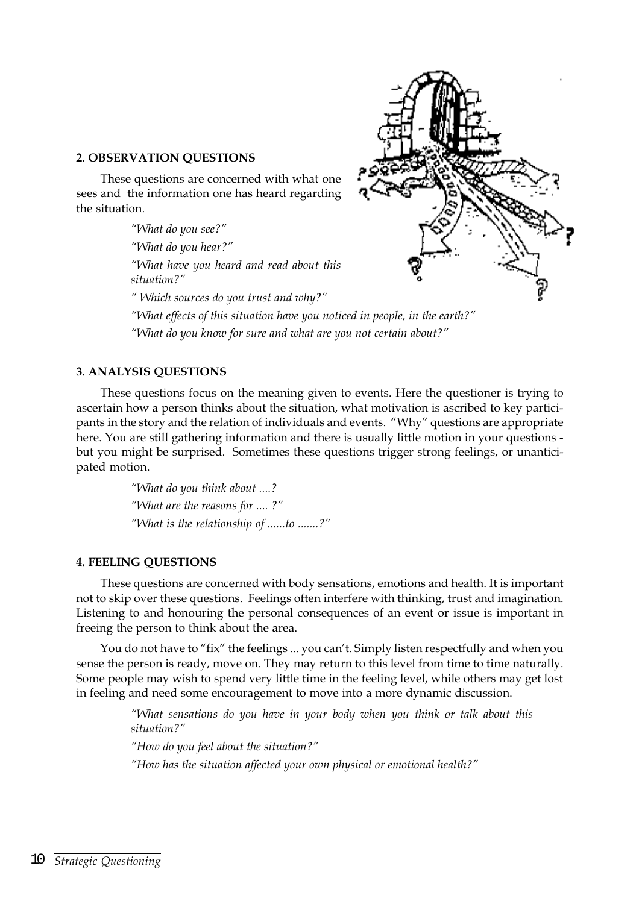## 2. OBSERVATION QUESTIONS

These questions are concerned with what one sees and the information one has heard regarding the situation.

> *"What do you see?"*
>
> *"What do you hear?"*
>
> *"What have you heard and read about this situation?"*
>
> *" Which sources do you trust and why?"*
>
> *"What effects of this situation have you noticed in people, in the earth?"*
>
> *"What do you know for sure and what are you not certain about?"*

## 3. ANALYSIS QUESTIONS

These questions focus on the meaning given to events. Here the questioner is trying to ascertain how a person thinks about the situation, what motivation is ascribed to key participants in the story and the relation of individuals and events. "Why" questions are appropriate here. You are still gathering information and there is usually little motion in your questions - but you might be surprised. Sometimes these questions trigger strong feelings, or unanticipated motion.

> *"What do you think about ....?*
>
> *"What are the reasons for .... ?"*
>
> *"What is the relationship of ......to .......?"*

## 4. FEELING QUESTIONS

These questions are concerned with body sensations, emotions and health. It is important not to skip over these questions. Feelings often interfere with thinking, trust and imagination. Listening to and honouring the personal consequences of an event or issue is important in freeing the person to think about the area.

You do not have to "fix" the feelings ... you can't. Simply listen respectfully and when you sense the person is ready, move on. They may return to this level from time to time naturally. Some people may wish to spend very little time in the feeling level, while others may get lost in feeling and need some encouragement to move into a more dynamic discussion.

> *"What sensations do you have in your body when you think or talk about this situation?"*
>
> *"How do you feel about the situation?"*
>
> *"How has the situation affected your own physical or emotional health?"*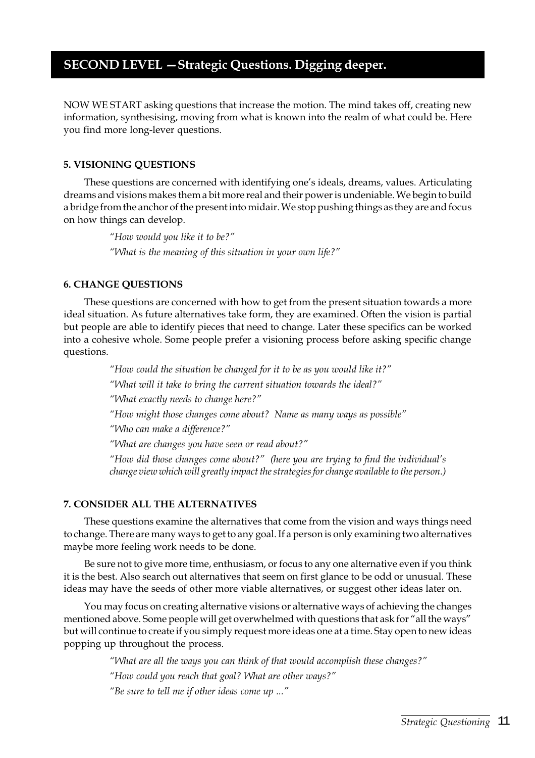## SECOND LEVEL — Strategic Questions. Digging deeper.

NOW WE START asking questions that increase the motion. The mind takes off, creating new information, synthesising, moving from what is known into the realm of what could be. Here you find more long-lever questions.

### 5. VISIONING QUESTIONS

These questions are concerned with identifying one's ideals, dreams, values. Articulating dreams and visions makes them a bit more real and their power is undeniable. We begin to build a bridge from the anchor of the present into midair. We stop pushing things as they are and focus on how things can develop.

> *"How would you like it to be?"*
>
> *"What is the meaning of this situation in your own life?"*

### 6. CHANGE QUESTIONS

These questions are concerned with how to get from the present situation towards a more ideal situation. As future alternatives take form, they are examined. Often the vision is partial but people are able to identify pieces that need to change. Later these specifics can be worked into a cohesive whole. Some people prefer a visioning process before asking specific change questions.

> *"How could the situation be changed for it to be as you would like it?"*
>
> *"What will it take to bring the current situation towards the ideal?"*
>
> *"What exactly needs to change here?"*
>
> *"How might those changes come about? Name as many ways as possible"*
>
> *"Who can make a difference?"*
>
> *"What are changes you have seen or read about?"*
>
> *"How did those changes come about?" (here you are trying to find the individual's change view which will greatly impact the strategies for change available to the person.)*

### 7. CONSIDER ALL THE ALTERNATIVES

These questions examine the alternatives that come from the vision and ways things need to change. There are many ways to get to any goal. If a person is only examining two alternatives maybe more feeling work needs to be done.

Be sure not to give more time, enthusiasm, or focus to any one alternative even if you think it is the best. Also search out alternatives that seem on first glance to be odd or unusual. These ideas may have the seeds of other more viable alternatives, or suggest other ideas later on.

You may focus on creating alternative visions or alternative ways of achieving the changes mentioned above. Some people will get overwhelmed with questions that ask for "all the ways" but will continue to create if you simply request more ideas one at a time. Stay open to new ideas popping up throughout the process.

> *"What are all the ways you can think of that would accomplish these changes?"*
>
> *"How could you reach that goal? What are other ways?"*
>
> *"Be sure to tell me if other ideas come up ..."*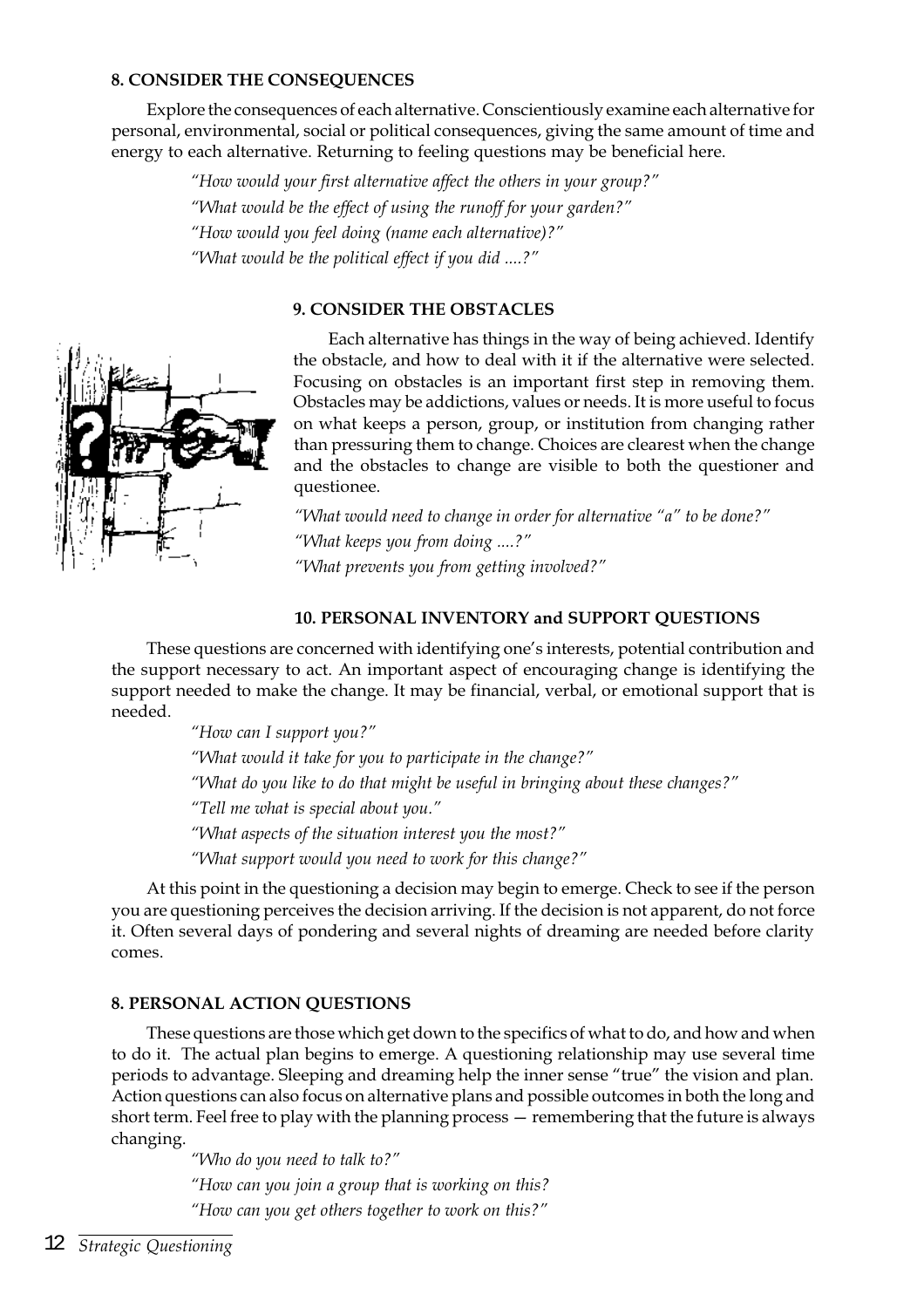#### 8. CONSIDER THE CONSEQUENCES

Explore the consequences of each alternative. Conscientiously examine each alternative for personal, environmental, social or political consequences, giving the same amount of time and energy to each alternative. Returning to feeling questions may be beneficial here.

*"How would your first alternative affect the others in your group?"*

*"What would be the effect of using the runoff for your garden?"*

*"How would you feel doing (name each alternative)?"*

*"What would be the political effect if you did ....?"*

#### 9. CONSIDER THE OBSTACLES

Each alternative has things in the way of being achieved. Identify the obstacle, and how to deal with it if the alternative were selected. Focusing on obstacles is an important first step in removing them. Obstacles may be addictions, values or needs. It is more useful to focus on what keeps a person, group, or institution from changing rather than pressuring them to change. Choices are clearest when the change and the obstacles to change are visible to both the questioner and questionee.

*"What would need to change in order for alternative "a" to be done?"*

*"What keeps you from doing ....?"*

*"What prevents you from getting involved?"*

#### 10. PERSONAL INVENTORY and SUPPORT QUESTIONS

These questions are concerned with identifying one's interests, potential contribution and the support necessary to act. An important aspect of encouraging change is identifying the support needed to make the change. It may be financial, verbal, or emotional support that is needed.

*"How can I support you?"*

*"What would it take for you to participate in the change?"*

*"What do you like to do that might be useful in bringing about these changes?"*

*"Tell me what is special about you."*

*"What aspects of the situation interest you the most?"*

*"What support would you need to work for this change?"*

At this point in the questioning a decision may begin to emerge. Check to see if the person you are questioning perceives the decision arriving. If the decision is not apparent, do not force it. Often several days of pondering and several nights of dreaming are needed before clarity comes.

#### 8. PERSONAL ACTION QUESTIONS

These questions are those which get down to the specifics of what to do, and how and when to do it. The actual plan begins to emerge. A questioning relationship may use several time periods to advantage. Sleeping and dreaming help the inner sense "true" the vision and plan. Action questions can also focus on alternative plans and possible outcomes in both the long and short term. Feel free to play with the planning process — remembering that the future is always changing.

*"Who do you need to talk to?"*

*"How can you join a group that is working on this?*

*"How can you get others together to work on this?"*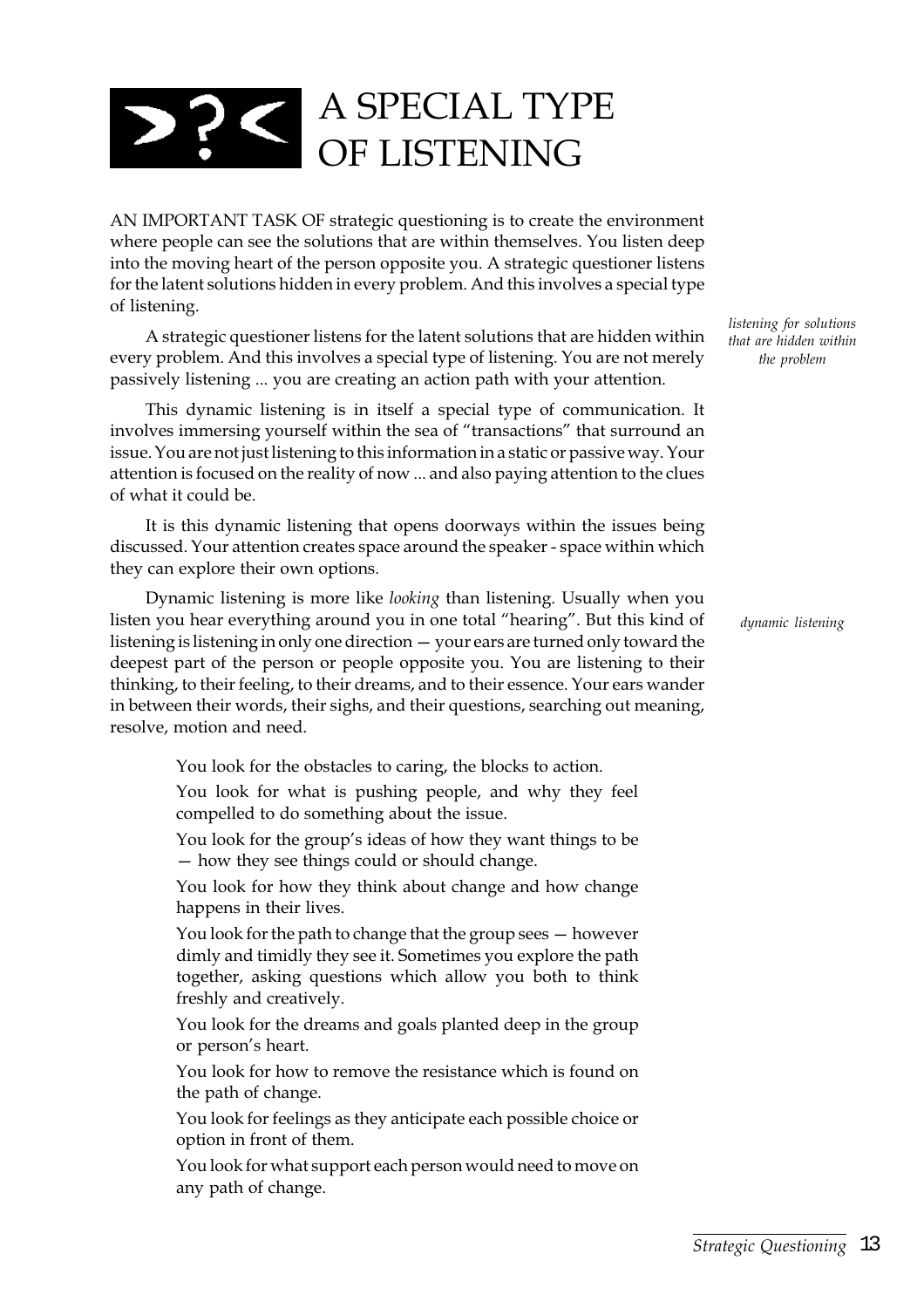# A SPECIAL TYPE OF LISTENING

AN IMPORTANT TASK OF strategic questioning is to create the environment where people can see the solutions that are within themselves. You listen deep into the moving heart of the person opposite you. A strategic questioner listens for the latent solutions hidden in every problem. And this involves a special type of listening.

*listening for solutions that are hidden within the problem*

A strategic questioner listens for the latent solutions that are hidden within every problem. And this involves a special type of listening. You are not merely passively listening ... you are creating an action path with your attention.

This dynamic listening is in itself a special type of communication. It involves immersing yourself within the sea of "transactions" that surround an issue. You are not just listening to this information in a static or passive way. Your attention is focused on the reality of now ... and also paying attention to the clues of what it could be.

It is this dynamic listening that opens doorways within the issues being discussed. Your attention creates space around the speaker - space within which they can explore their own options.

*dynamic listening*

Dynamic listening is more like *looking* than listening. Usually when you listen you hear everything around you in one total "hearing". But this kind of listening is listening in only one direction — your ears are turned only toward the deepest part of the person or people opposite you. You are listening to their thinking, to their feeling, to their dreams, and to their essence. Your ears wander in between their words, their sighs, and their questions, searching out meaning, resolve, motion and need.

> You look for the obstacles to caring, the blocks to action.
>
> You look for what is pushing people, and why they feel compelled to do something about the issue.
>
> You look for the group's ideas of how they want things to be — how they see things could or should change.
>
> You look for how they think about change and how change happens in their lives.
>
> You look for the path to change that the group sees — however dimly and timidly they see it. Sometimes you explore the path together, asking questions which allow you both to think freshly and creatively.
>
> You look for the dreams and goals planted deep in the group or person's heart.
>
> You look for how to remove the resistance which is found on the path of change.
>
> You look for feelings as they anticipate each possible choice or option in front of them.
>
> You look for what support each person would need to move on any path of change.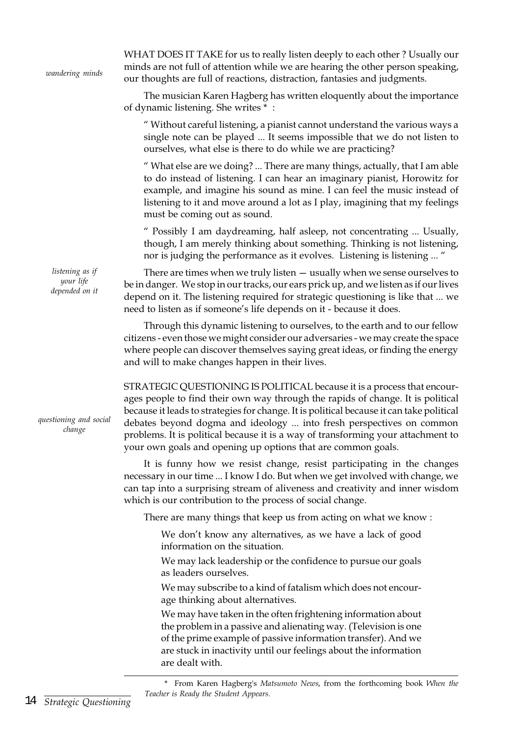*wandering minds*

WHAT DOES IT TAKE for us to really listen deeply to each other ? Usually our minds are not full of attention while we are hearing the other person speaking, our thoughts are full of reactions, distraction, fantasies and judgments.

The musician Karen Hagberg has written eloquently about the importance of dynamic listening. She writes * :

> " Without careful listening, a pianist cannot understand the various ways a single note can be played ... It seems impossible that we do not listen to ourselves, what else is there to do while we are practicing?
>
> " What else are we doing? ... There are many things, actually, that I am able to do instead of listening. I can hear an imaginary pianist, Horowitz for example, and imagine his sound as mine. I can feel the music instead of listening to it and move around a lot as I play, imagining that my feelings must be coming out as sound.
>
> " Possibly I am daydreaming, half asleep, not concentrating ... Usually, though, I am merely thinking about something. Thinking is not listening, nor is judging the performance as it evolves. Listening is listening ... "

*listening as if your life depended on it*

There are times when we truly listen — usually when we sense ourselves to be in danger. We stop in our tracks, our ears prick up, and we listen as if our lives depend on it. The listening required for strategic questioning is like that ... we need to listen as if someone's life depends on it - because it does.

Through this dynamic listening to ourselves, to the earth and to our fellow citizens - even those we might consider our adversaries - we may create the space where people can discover themselves saying great ideas, or finding the energy and will to make changes happen in their lives.

*questioning and social change*

STRATEGIC QUESTIONING IS POLITICAL because it is a process that encourages people to find their own way through the rapids of change. It is political because it leads to strategies for change. It is political because it can take political debates beyond dogma and ideology ... into fresh perspectives on common problems. It is political because it is a way of transforming your attachment to your own goals and opening up options that are common goals.

It is funny how we resist change, resist participating in the changes necessary in our time ... I know I do. But when we get involved with change, we can tap into a surprising stream of aliveness and creativity and inner wisdom which is our contribution to the process of social change.

There are many things that keep us from acting on what we know :

> We don't know any alternatives, as we have a lack of good information on the situation.
>
> We may lack leadership or the confidence to pursue our goals as leaders ourselves.
>
> We may subscribe to a kind of fatalism which does not encourage thinking about alternatives.
>
> We may have taken in the often frightening information about the problem in a passive and alienating way. (Television is one of the prime example of passive information transfer). And we are stuck in inactivity until our feelings about the information are dealt with.

---

\* From Karen Hagberg's *Matsumoto News*, from the forthcoming book *When the Teacher is Ready the Student Appears.*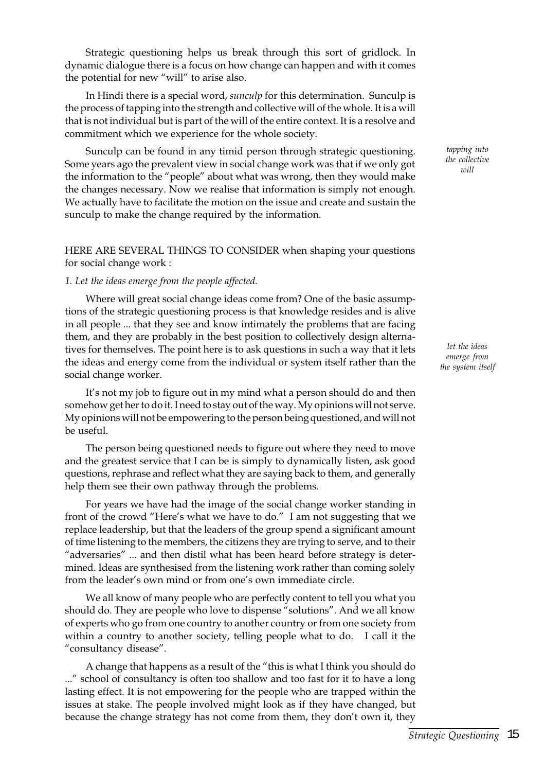Strategic questioning helps us break through this sort of gridlock. In dynamic dialogue there is a focus on how change can happen and with it comes the potential for new "will" to arise also.

In Hindi there is a special word, *sunculp* for this determination. Sunculp is the process of tapping into the strength and collective will of the whole. It is a will that is not individual but is part of the will of the entire context. It is a resolve and commitment which we experience for the whole society.

*tapping into the collective will*

Sunculp can be found in any timid person through strategic questioning. Some years ago the prevalent view in social change work was that if we only got the information to the "people" about what was wrong, then they would make the changes necessary. Now we realise that information is simply not enough. We actually have to facilitate the motion on the issue and create and sustain the sunculp to make the change required by the information.

HERE ARE SEVERAL THINGS TO CONSIDER when shaping your questions for social change work :

*1. Let the ideas emerge from the people affected.*

Where will great social change ideas come from? One of the basic assumptions of the strategic questioning process is that knowledge resides and is alive in all people ... that they see and know intimately the problems that are facing them, and they are probably in the best position to collectively design alternatives for themselves. The point here is to ask questions in such a way that it lets the ideas and energy come from the individual or system itself rather than the social change worker.

*let the ideas emerge from the system itself*

It's not my job to figure out in my mind what a person should do and then somehow get her to do it. I need to stay out of the way. My opinions will not serve. My opinions will not be empowering to the person being questioned, and will not be useful.

The person being questioned needs to figure out where they need to move and the greatest service that I can be is simply to dynamically listen, ask good questions, rephrase and reflect what they are saying back to them, and generally help them see their own pathway through the problems.

For years we have had the image of the social change worker standing in front of the crowd "Here's what we have to do." I am not suggesting that we replace leadership, but that the leaders of the group spend a significant amount of time listening to the members, the citizens they are trying to serve, and to their "adversaries" ... and then distil what has been heard before strategy is determined. Ideas are synthesised from the listening work rather than coming solely from the leader's own mind or from one's own immediate circle.

We all know of many people who are perfectly content to tell you what you should do. They are people who love to dispense "solutions". And we all know of experts who go from one country to another country or from one society from within a country to another society, telling people what to do. I call it the "consultancy disease".

A change that happens as a result of the "this is what I think you should do ..." school of consultancy is often too shallow and too fast for it to have a long lasting effect. It is not empowering for the people who are trapped within the issues at stake. The people involved might look as if they have changed, but because the change strategy has not come from them, they don't own it, they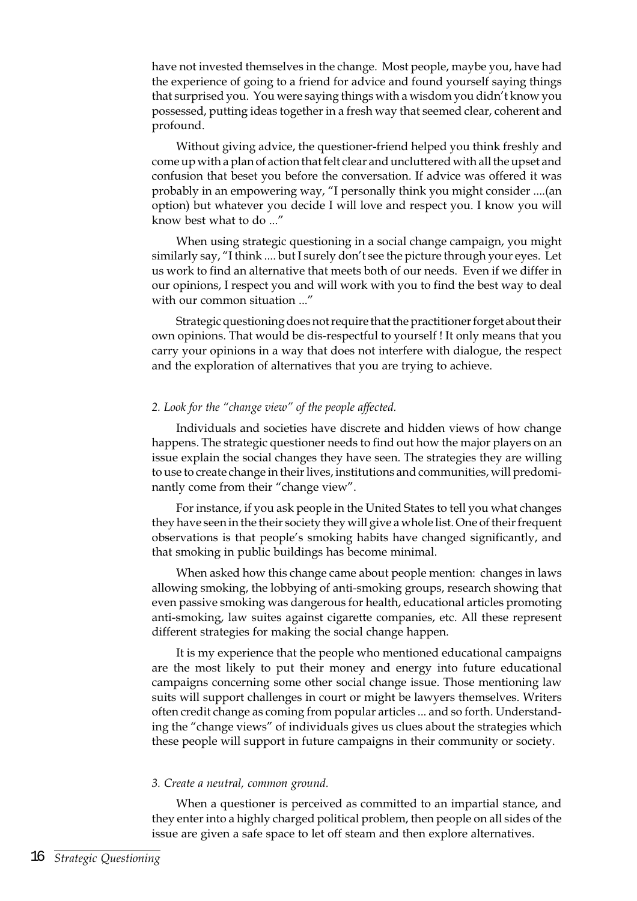have not invested themselves in the change. Most people, maybe you, have had the experience of going to a friend for advice and found yourself saying things that surprised you. You were saying things with a wisdom you didn't know you possessed, putting ideas together in a fresh way that seemed clear, coherent and profound.

Without giving advice, the questioner-friend helped you think freshly and come up with a plan of action that felt clear and uncluttered with all the upset and confusion that beset you before the conversation. If advice was offered it was probably in an empowering way, "I personally think you might consider ....(an option) but whatever you decide I will love and respect you. I know you will know best what to do ..."

When using strategic questioning in a social change campaign, you might similarly say, "I think .... but I surely don't see the picture through your eyes. Let us work to find an alternative that meets both of our needs. Even if we differ in our opinions, I respect you and will work with you to find the best way to deal with our common situation ..."

Strategic questioning does not require that the practitioner forget about their own opinions. That would be dis-respectful to yourself ! It only means that you carry your opinions in a way that does not interfere with dialogue, the respect and the exploration of alternatives that you are trying to achieve.

*2. Look for the "change view" of the people affected.*

Individuals and societies have discrete and hidden views of how change happens. The strategic questioner needs to find out how the major players on an issue explain the social changes they have seen. The strategies they are willing to use to create change in their lives, institutions and communities, will predominantly come from their "change view".

For instance, if you ask people in the United States to tell you what changes they have seen in the their society they will give a whole list. One of their frequent observations is that people's smoking habits have changed significantly, and that smoking in public buildings has become minimal.

When asked how this change came about people mention: changes in laws allowing smoking, the lobbying of anti-smoking groups, research showing that even passive smoking was dangerous for health, educational articles promoting anti-smoking, law suites against cigarette companies, etc. All these represent different strategies for making the social change happen.

It is my experience that the people who mentioned educational campaigns are the most likely to put their money and energy into future educational campaigns concerning some other social change issue. Those mentioning law suits will support challenges in court or might be lawyers themselves. Writers often credit change as coming from popular articles ... and so forth. Understanding the "change views" of individuals gives us clues about the strategies which these people will support in future campaigns in their community or society.

*3. Create a neutral, common ground.*

When a questioner is perceived as committed to an impartial stance, and they enter into a highly charged political problem, then people on all sides of the issue are given a safe space to let off steam and then explore alternatives.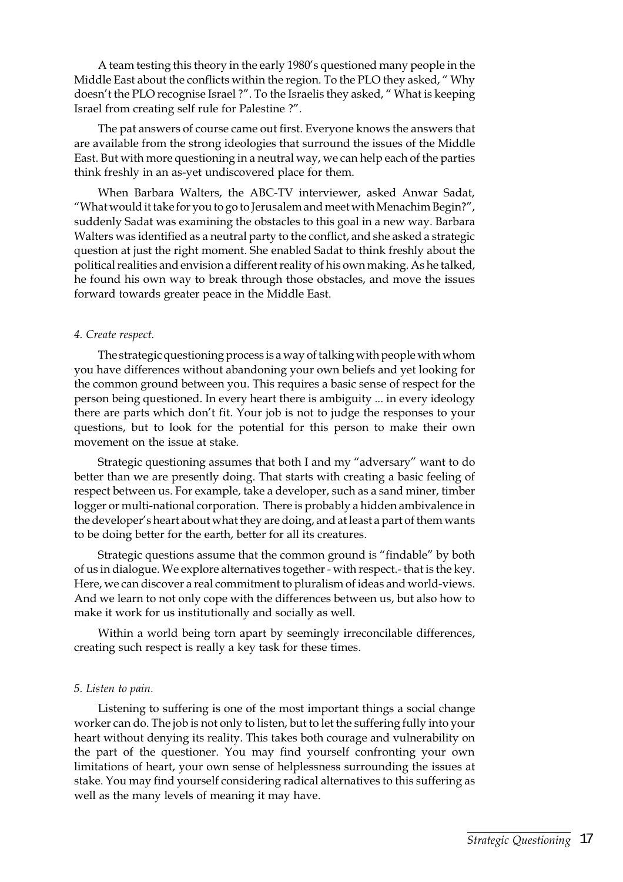A team testing this theory in the early 1980's questioned many people in the Middle East about the conflicts within the region. To the PLO they asked, " Why doesn't the PLO recognise Israel ?". To the Israelis they asked, " What is keeping Israel from creating self rule for Palestine ?".

The pat answers of course came out first. Everyone knows the answers that are available from the strong ideologies that surround the issues of the Middle East. But with more questioning in a neutral way, we can help each of the parties think freshly in an as-yet undiscovered place for them.

When Barbara Walters, the ABC-TV interviewer, asked Anwar Sadat, "What would it take for you to go to Jerusalem and meet with Menachim Begin?", suddenly Sadat was examining the obstacles to this goal in a new way. Barbara Walters was identified as a neutral party to the conflict, and she asked a strategic question at just the right moment. She enabled Sadat to think freshly about the political realities and envision a different reality of his own making. As he talked, he found his own way to break through those obstacles, and move the issues forward towards greater peace in the Middle East.

*4. Create respect.*

The strategic questioning process is a way of talking with people with whom you have differences without abandoning your own beliefs and yet looking for the common ground between you. This requires a basic sense of respect for the person being questioned. In every heart there is ambiguity ... in every ideology there are parts which don't fit. Your job is not to judge the responses to your questions, but to look for the potential for this person to make their own movement on the issue at stake.

Strategic questioning assumes that both I and my "adversary" want to do better than we are presently doing. That starts with creating a basic feeling of respect between us. For example, take a developer, such as a sand miner, timber logger or multi-national corporation. There is probably a hidden ambivalence in the developer's heart about what they are doing, and at least a part of them wants to be doing better for the earth, better for all its creatures.

Strategic questions assume that the common ground is "findable" by both of us in dialogue. We explore alternatives together - with respect.- that is the key. Here, we can discover a real commitment to pluralism of ideas and world-views. And we learn to not only cope with the differences between us, but also how to make it work for us institutionally and socially as well.

Within a world being torn apart by seemingly irreconcilable differences, creating such respect is really a key task for these times.

*5. Listen to pain.*

Listening to suffering is one of the most important things a social change worker can do. The job is not only to listen, but to let the suffering fully into your heart without denying its reality. This takes both courage and vulnerability on the part of the questioner. You may find yourself confronting your own limitations of heart, your own sense of helplessness surrounding the issues at stake. You may find yourself considering radical alternatives to this suffering as well as the many levels of meaning it may have.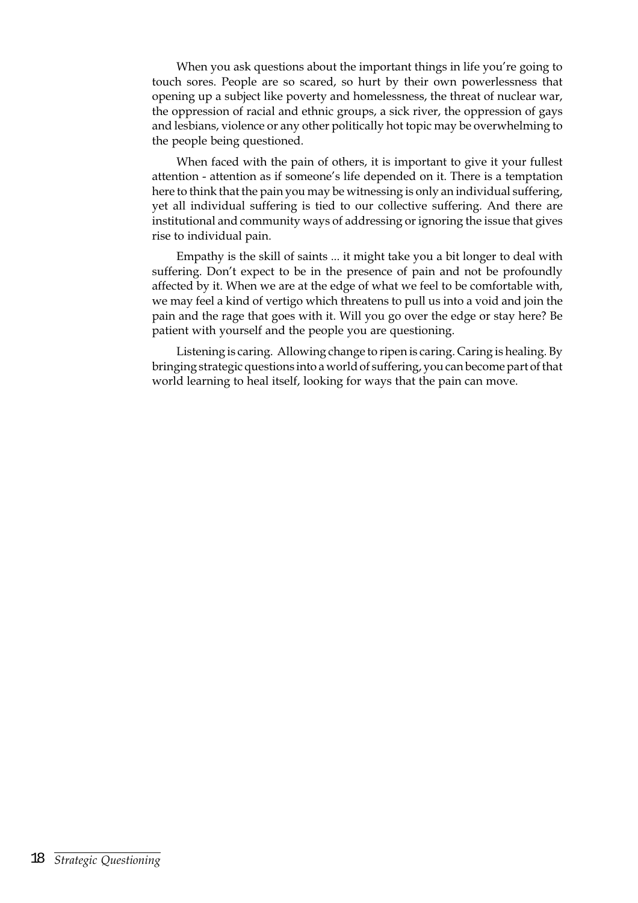When you ask questions about the important things in life you're going to touch sores. People are so scared, so hurt by their own powerlessness that opening up a subject like poverty and homelessness, the threat of nuclear war, the oppression of racial and ethnic groups, a sick river, the oppression of gays and lesbians, violence or any other politically hot topic may be overwhelming to the people being questioned.

When faced with the pain of others, it is important to give it your fullest attention - attention as if someone's life depended on it. There is a temptation here to think that the pain you may be witnessing is only an individual suffering, yet all individual suffering is tied to our collective suffering. And there are institutional and community ways of addressing or ignoring the issue that gives rise to individual pain.

Empathy is the skill of saints ... it might take you a bit longer to deal with suffering. Don't expect to be in the presence of pain and not be profoundly affected by it. When we are at the edge of what we feel to be comfortable with, we may feel a kind of vertigo which threatens to pull us into a void and join the pain and the rage that goes with it. Will you go over the edge or stay here? Be patient with yourself and the people you are questioning.

Listening is caring. Allowing change to ripen is caring. Caring is healing. By bringing strategic questions into a world of suffering, you can become part of that world learning to heal itself, looking for ways that the pain can move.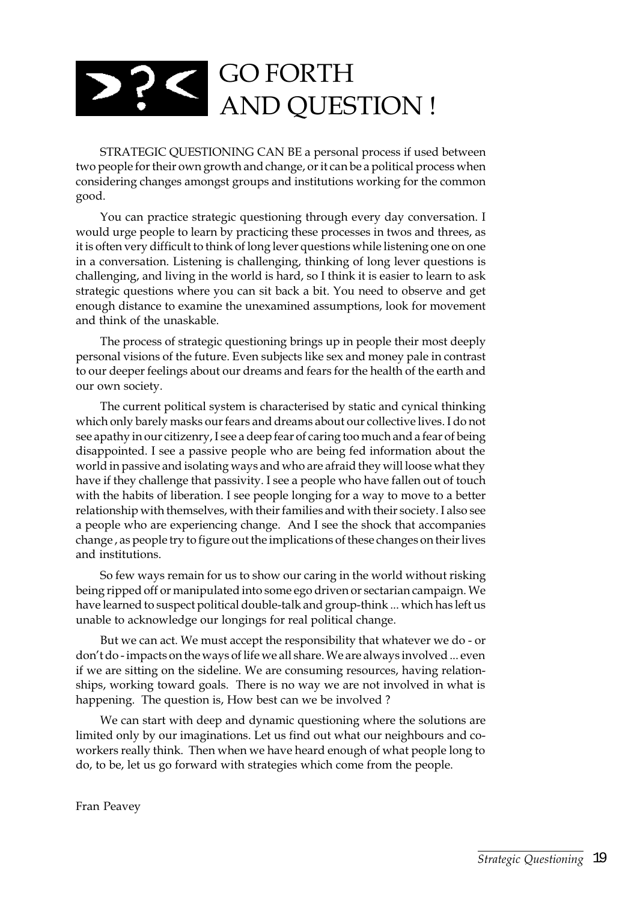# >?< GO FORTH AND QUESTION !

STRATEGIC QUESTIONING CAN BE a personal process if used between two people for their own growth and change, or it can be a political process when considering changes amongst groups and institutions working for the common good.

You can practice strategic questioning through every day conversation. I would urge people to learn by practicing these processes in twos and threes, as it is often very difficult to think of long lever questions while listening one on one in a conversation. Listening is challenging, thinking of long lever questions is challenging, and living in the world is hard, so I think it is easier to learn to ask strategic questions where you can sit back a bit. You need to observe and get enough distance to examine the unexamined assumptions, look for movement and think of the unaskable.

The process of strategic questioning brings up in people their most deeply personal visions of the future. Even subjects like sex and money pale in contrast to our deeper feelings about our dreams and fears for the health of the earth and our own society.

The current political system is characterised by static and cynical thinking which only barely masks our fears and dreams about our collective lives. I do not see apathy in our citizenry, I see a deep fear of caring too much and a fear of being disappointed. I see a passive people who are being fed information about the world in passive and isolating ways and who are afraid they will loose what they have if they challenge that passivity. I see a people who have fallen out of touch with the habits of liberation. I see people longing for a way to move to a better relationship with themselves, with their families and with their society. I also see a people who are experiencing change. And I see the shock that accompanies change , as people try to figure out the implications of these changes on their lives and institutions.

So few ways remain for us to show our caring in the world without risking being ripped off or manipulated into some ego driven or sectarian campaign. We have learned to suspect political double-talk and group-think ... which has left us unable to acknowledge our longings for real political change.

But we can act. We must accept the responsibility that whatever we do - or don't do - impacts on the ways of life we all share. We are always involved ... even if we are sitting on the sideline. We are consuming resources, having relationships, working toward goals. There is no way we are not involved in what is happening. The question is, How best can we be involved ?

We can start with deep and dynamic questioning where the solutions are limited only by our imaginations. Let us find out what our neighbours and co-workers really think. Then when we have heard enough of what people long to do, to be, let us go forward with strategies which come from the people.

Fran Peavey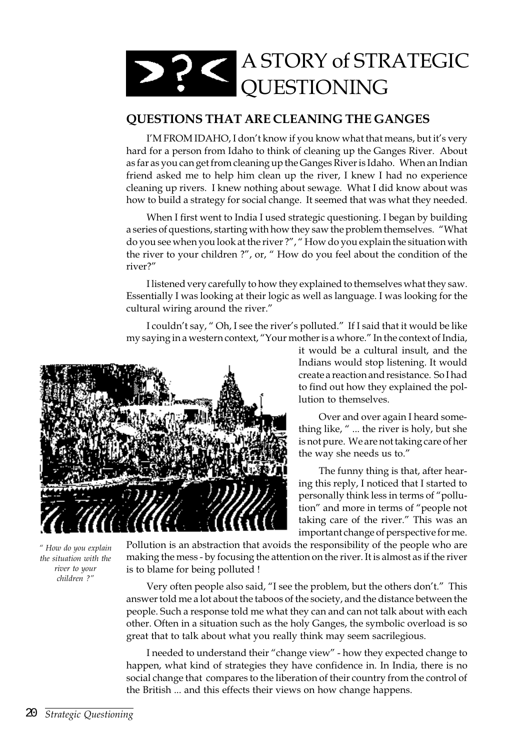# >?< A STORY of STRATEGIC QUESTIONING

## QUESTIONS THAT ARE CLEANING THE GANGES

I'M FROM IDAHO, I don't know if you know what that means, but it's very hard for a person from Idaho to think of cleaning up the Ganges River. About as far as you can get from cleaning up the Ganges River is Idaho. When an Indian friend asked me to help him clean up the river, I knew I had no experience cleaning up rivers. I knew nothing about sewage. What I did know about was how to build a strategy for social change. It seemed that was what they needed.

When I first went to India I used strategic questioning. I began by building a series of questions, starting with how they saw the problem themselves. "What do you see when you look at the river ?", " How do you explain the situation with the river to your children ?", or, " How do you feel about the condition of the river?"

I listened very carefully to how they explained to themselves what they saw. Essentially I was looking at their logic as well as language. I was looking for the cultural wiring around the river."

I couldn't say, " Oh, I see the river's polluted." If I said that it would be like my saying in a western context, "Your mother is a whore." In the context of India, it would be a cultural insult, and the Indians would stop listening. It would create a reaction and resistance. So I had to find out how they explained the pollution to themselves.

Over and over again I heard something like, " ... the river is holy, but she is not pure. We are not taking care of her the way she needs us to."

The funny thing is that, after hearing this reply, I noticed that I started to personally think less in terms of "pollution" and more in terms of "people not taking care of the river." This was an important change of perspective for me. Pollution is an abstraction that avoids the responsibility of the people who are making the mess - by focusing the attention on the river. It is almost as if the river is to blame for being polluted !

*" How do you explain the situation with the river to your children ?"*

Very often people also said, "I see the problem, but the others don't." This answer told me a lot about the taboos of the society, and the distance between the people. Such a response told me what they can and can not talk about with each other. Often in a situation such as the holy Ganges, the symbolic overload is so great that to talk about what you really think may seem sacrilegious.

I needed to understand their "change view" - how they expected change to happen, what kind of strategies they have confidence in. In India, there is no social change that compares to the liberation of their country from the control of the British ... and this effects their views on how change happens.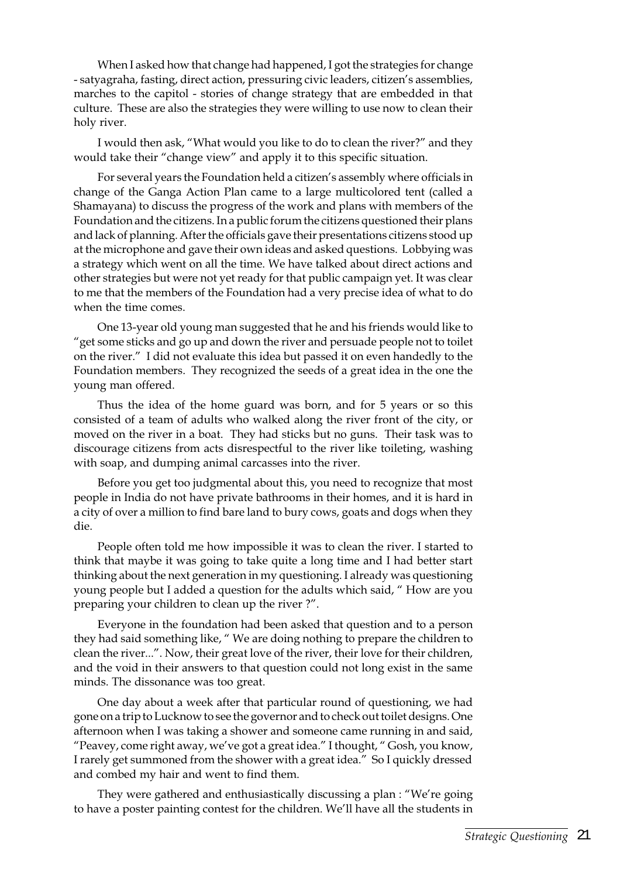When I asked how that change had happened, I got the strategies for change - satyagraha, fasting, direct action, pressuring civic leaders, citizen's assemblies, marches to the capitol - stories of change strategy that are embedded in that culture. These are also the strategies they were willing to use now to clean their holy river.

I would then ask, "What would you like to do to clean the river?" and they would take their "change view" and apply it to this specific situation.

For several years the Foundation held a citizen's assembly where officials in change of the Ganga Action Plan came to a large multicolored tent (called a Shamayana) to discuss the progress of the work and plans with members of the Foundation and the citizens. In a public forum the citizens questioned their plans and lack of planning. After the officials gave their presentations citizens stood up at the microphone and gave their own ideas and asked questions. Lobbying was a strategy which went on all the time. We have talked about direct actions and other strategies but were not yet ready for that public campaign yet. It was clear to me that the members of the Foundation had a very precise idea of what to do when the time comes.

One 13-year old young man suggested that he and his friends would like to "get some sticks and go up and down the river and persuade people not to toilet on the river." I did not evaluate this idea but passed it on even handedly to the Foundation members. They recognized the seeds of a great idea in the one the young man offered.

Thus the idea of the home guard was born, and for 5 years or so this consisted of a team of adults who walked along the river front of the city, or moved on the river in a boat. They had sticks but no guns. Their task was to discourage citizens from acts disrespectful to the river like toileting, washing with soap, and dumping animal carcasses into the river.

Before you get too judgmental about this, you need to recognize that most people in India do not have private bathrooms in their homes, and it is hard in a city of over a million to find bare land to bury cows, goats and dogs when they die.

People often told me how impossible it was to clean the river. I started to think that maybe it was going to take quite a long time and I had better start thinking about the next generation in my questioning. I already was questioning young people but I added a question for the adults which said, " How are you preparing your children to clean up the river ?".

Everyone in the foundation had been asked that question and to a person they had said something like, " We are doing nothing to prepare the children to clean the river...". Now, their great love of the river, their love for their children, and the void in their answers to that question could not long exist in the same minds. The dissonance was too great.

One day about a week after that particular round of questioning, we had gone on a trip to Lucknow to see the governor and to check out toilet designs. One afternoon when I was taking a shower and someone came running in and said, "Peavey, come right away, we've got a great idea." I thought, " Gosh, you know, I rarely get summoned from the shower with a great idea." So I quickly dressed and combed my hair and went to find them.

They were gathered and enthusiastically discussing a plan : "We're going to have a poster painting contest for the children. We'll have all the students in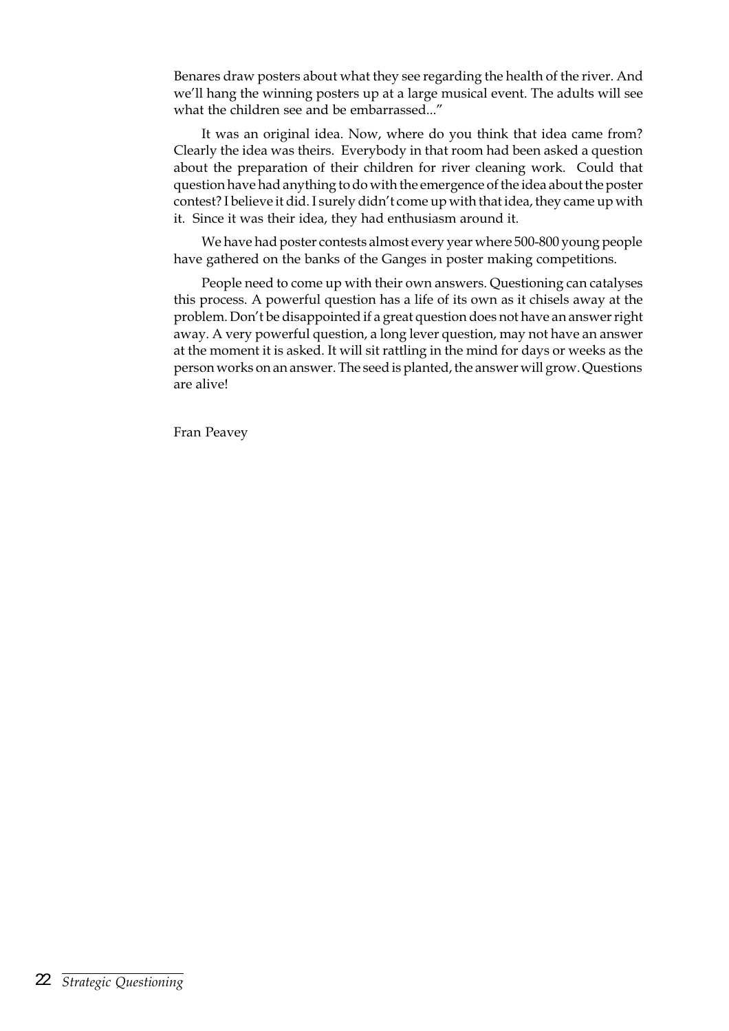Benares draw posters about what they see regarding the health of the river. And we'll hang the winning posters up at a large musical event. The adults will see what the children see and be embarrassed..."

It was an original idea. Now, where do you think that idea came from? Clearly the idea was theirs. Everybody in that room had been asked a question about the preparation of their children for river cleaning work. Could that question have had anything to do with the emergence of the idea about the poster contest? I believe it did. I surely didn't come up with that idea, they came up with it. Since it was their idea, they had enthusiasm around it.

We have had poster contests almost every year where 500-800 young people have gathered on the banks of the Ganges in poster making competitions.

People need to come up with their own answers. Questioning can catalyses this process. A powerful question has a life of its own as it chisels away at the problem. Don't be disappointed if a great question does not have an answer right away. A very powerful question, a long lever question, may not have an answer at the moment it is asked. It will sit rattling in the mind for days or weeks as the person works on an answer. The seed is planted, the answer will grow. Questions are alive!

Fran Peavey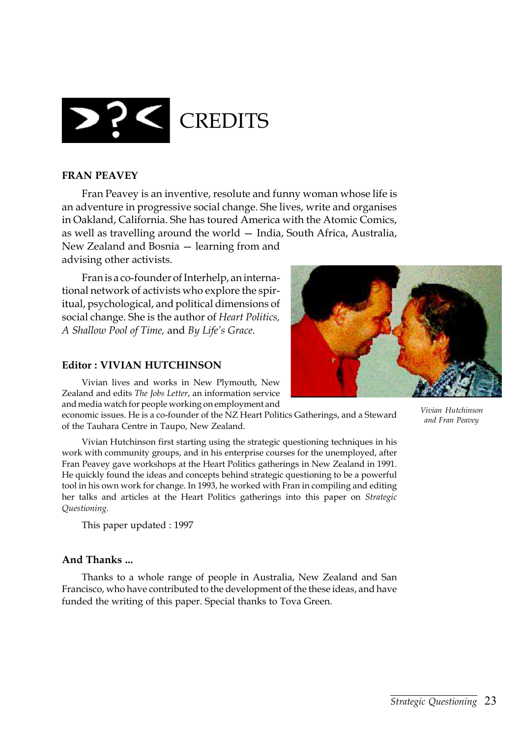# >?< CREDITS

## FRAN PEAVEY

Fran Peavey is an inventive, resolute and funny woman whose life is an adventure in progressive social change. She lives, write and organises in Oakland, California. She has toured America with the Atomic Comics, as well as travelling around the world — India, South Africa, Australia, New Zealand and Bosnia — learning from and advising other activists.

Fran is a co-founder of Interhelp, an international network of activists who explore the spiritual, psychological, and political dimensions of social change. She is the author of *Heart Politics, A Shallow Pool of Time,* and *By Life's Grace*.

*Vivian Hutchinson and Fran Peavey*

## Editor : VIVIAN HUTCHINSON

Vivian lives and works in New Plymouth, New Zealand and edits *The Jobs Letter*, an information service and media watch for people working on employment and economic issues. He is a co-founder of the NZ Heart Politics Gatherings, and a Steward of the Tauhara Centre in Taupo, New Zealand.

Vivian Hutchinson first starting using the strategic questioning techniques in his work with community groups, and in his enterprise courses for the unemployed, after Fran Peavey gave workshops at the Heart Politics gatherings in New Zealand in 1991. He quickly found the ideas and concepts behind strategic questioning to be a powerful tool in his own work for change. In 1993, he worked with Fran in compiling and editing her talks and articles at the Heart Politics gatherings into this paper on *Strategic Questioning.*

This paper updated : 1997

## And Thanks ...

Thanks to a whole range of people in Australia, New Zealand and San Francisco, who have contributed to the development of the these ideas, and have funded the writing of this paper. Special thanks to Tova Green.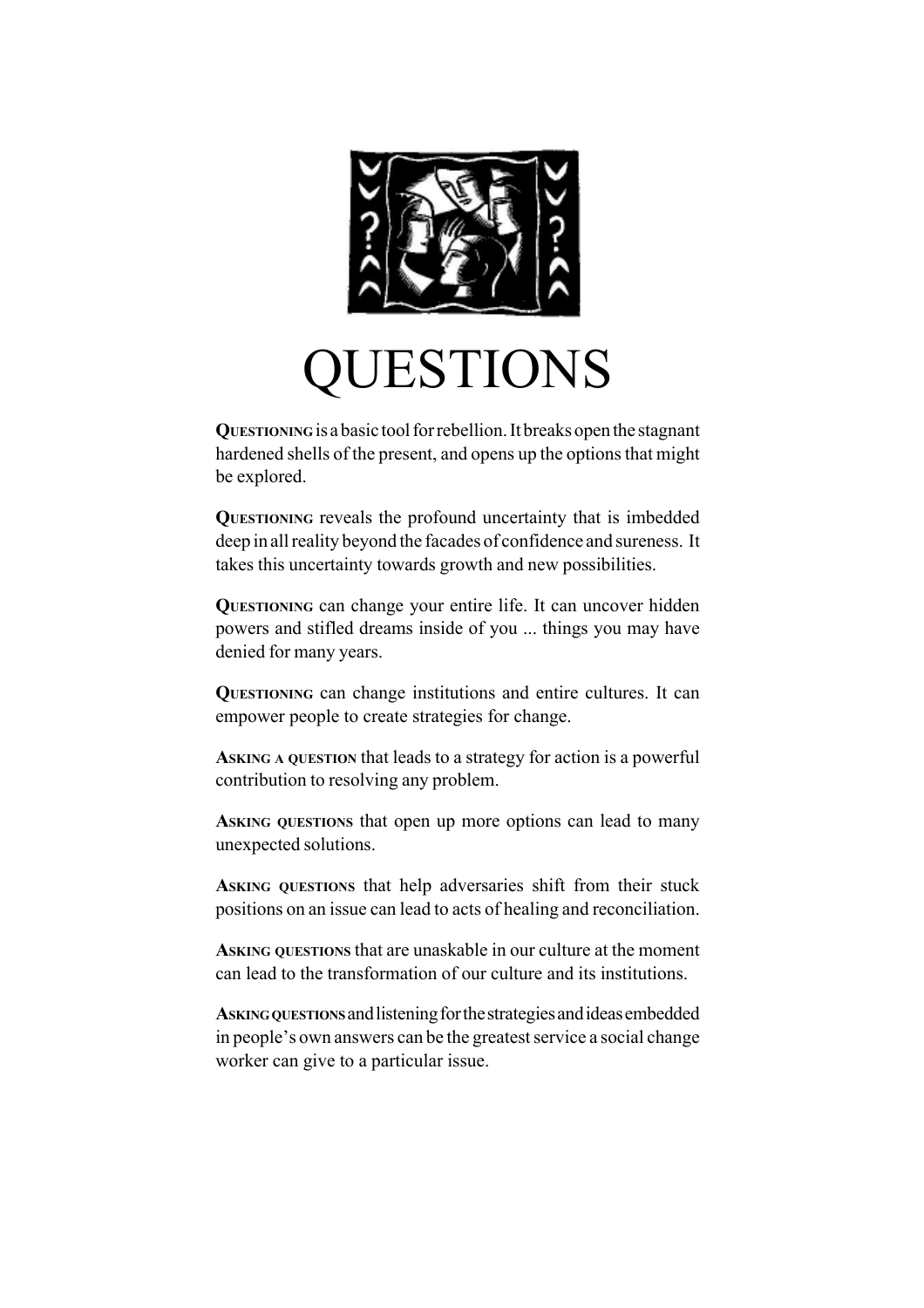# QUESTIONS

**QUESTIONING** is a basic tool for rebellion. It breaks open the stagnant hardened shells of the present, and opens up the options that might be explored.

**QUESTIONING** reveals the profound uncertainty that is imbedded deep in all reality beyond the facades of confidence and sureness. It takes this uncertainty towards growth and new possibilities.

**QUESTIONING** can change your entire life. It can uncover hidden powers and stifled dreams inside of you ... things you may have denied for many years.

**QUESTIONING** can change institutions and entire cultures. It can empower people to create strategies for change.

**ASKING A QUESTION** that leads to a strategy for action is a powerful contribution to resolving any problem.

**ASKING QUESTIONS** that open up more options can lead to many unexpected solutions.

**ASKING QUESTIONS** that help adversaries shift from their stuck positions on an issue can lead to acts of healing and reconciliation.

**ASKING QUESTIONS** that are unaskable in our culture at the moment can lead to the transformation of our culture and its institutions.

**ASKING QUESTIONS** and listening for the strategies and ideas embedded in people's own answers can be the greatest service a social change worker can give to a particular issue.